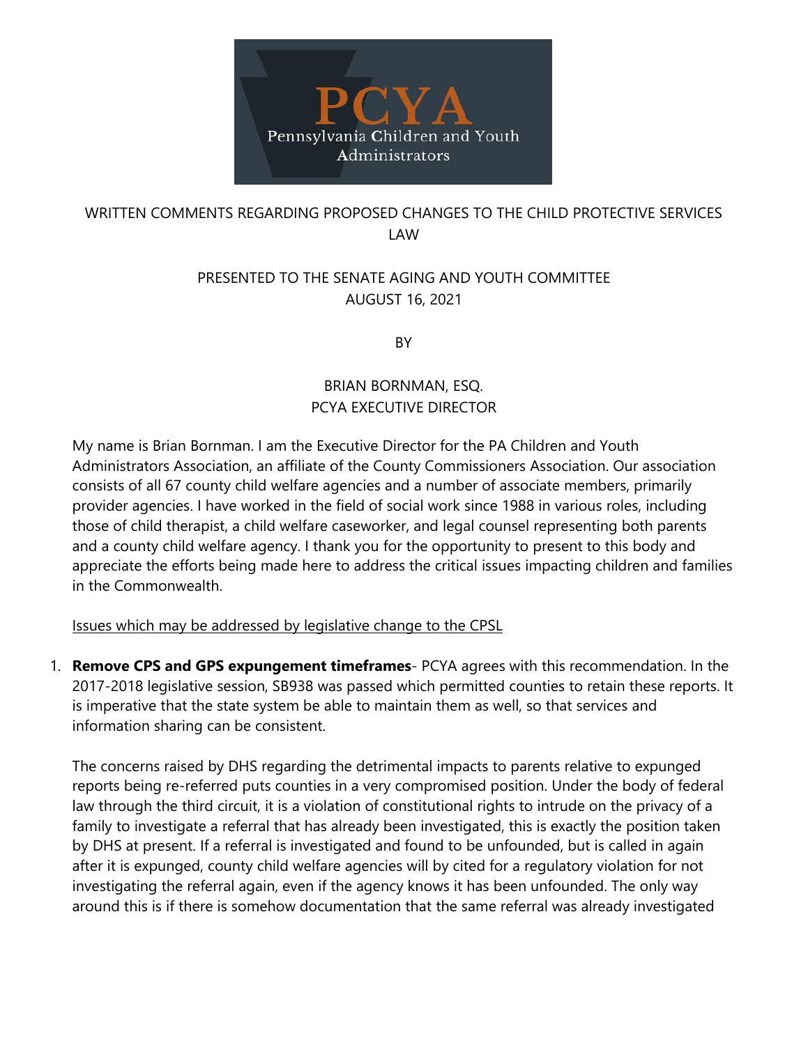PCYA

Pennsylvania Children and Youth Administrators

WRITTEN COMMENTS REGARDING PROPOSED CHANGES TO THE CHILD PROTECTIVE SERVICES LAW

PRESENTED TO THE SENATE AGING AND YOUTH COMMITTEE
AUGUST 16, 2021

BY

BRIAN BORNMAN, ESQ.
PCYA EXECUTIVE DIRECTOR

My name is Brian Bornman. I am the Executive Director for the PA Children and Youth Administrators Association, an affiliate of the County Commissioners Association. Our association consists of all 67 county child welfare agencies and a number of associate members, primarily provider agencies. I have worked in the field of social work since 1988 in various roles, including those of child therapist, a child welfare caseworker, and legal counsel representing both parents and a county child welfare agency. I thank you for the opportunity to present to this body and appreciate the efforts being made here to address the critical issues impacting children and families in the Commonwealth.

<u>Issues which may be addressed by legislative change to the CPSL</u>

1. **Remove CPS and GPS expungement timeframes**- PCYA agrees with this recommendation. In the 2017-2018 legislative session, SB938 was passed which permitted counties to retain these reports. It is imperative that the state system be able to maintain them as well, so that services and information sharing can be consistent.

   The concerns raised by DHS regarding the detrimental impacts to parents relative to expunged reports being re-referred puts counties in a very compromised position. Under the body of federal law through the third circuit, it is a violation of constitutional rights to intrude on the privacy of a family to investigate a referral that has already been investigated, this is exactly the position taken by DHS at present. If a referral is investigated and found to be unfounded, but is called in again after it is expunged, county child welfare agencies will by cited for a regulatory violation for not investigating the referral again, even if the agency knows it has been unfounded. The only way around this is if there is somehow documentation that the same referral was already investigated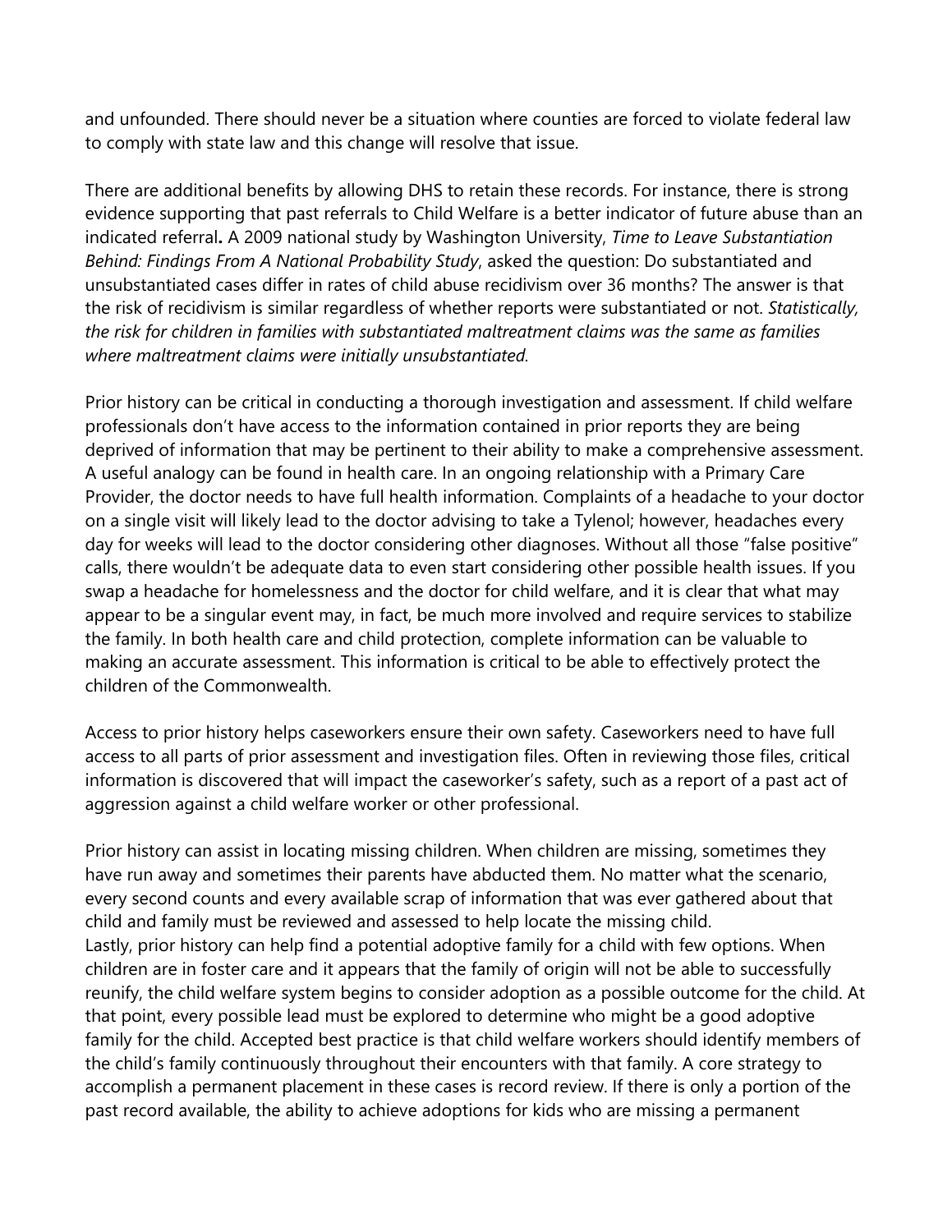and unfounded. There should never be a situation where counties are forced to violate federal law to comply with state law and this change will resolve that issue.

There are additional benefits by allowing DHS to retain these records. For instance, there is strong evidence supporting that past referrals to Child Welfare is a better indicator of future abuse than an indicated referral**.** A 2009 national study by Washington University, *Time to Leave Substantiation Behind: Findings From A National Probability Study*, asked the question: Do substantiated and unsubstantiated cases differ in rates of child abuse recidivism over 36 months? The answer is that the risk of recidivism is similar regardless of whether reports were substantiated or not. *Statistically, the risk for children in families with substantiated maltreatment claims was the same as families where maltreatment claims were initially unsubstantiated.*

Prior history can be critical in conducting a thorough investigation and assessment. If child welfare professionals don't have access to the information contained in prior reports they are being deprived of information that may be pertinent to their ability to make a comprehensive assessment. A useful analogy can be found in health care. In an ongoing relationship with a Primary Care Provider, the doctor needs to have full health information. Complaints of a headache to your doctor on a single visit will likely lead to the doctor advising to take a Tylenol; however, headaches every day for weeks will lead to the doctor considering other diagnoses. Without all those "false positive" calls, there wouldn't be adequate data to even start considering other possible health issues. If you swap a headache for homelessness and the doctor for child welfare, and it is clear that what may appear to be a singular event may, in fact, be much more involved and require services to stabilize the family. In both health care and child protection, complete information can be valuable to making an accurate assessment. This information is critical to be able to effectively protect the children of the Commonwealth.

Access to prior history helps caseworkers ensure their own safety. Caseworkers need to have full access to all parts of prior assessment and investigation files. Often in reviewing those files, critical information is discovered that will impact the caseworker's safety, such as a report of a past act of aggression against a child welfare worker or other professional.

Prior history can assist in locating missing children. When children are missing, sometimes they have run away and sometimes their parents have abducted them. No matter what the scenario, every second counts and every available scrap of information that was ever gathered about that child and family must be reviewed and assessed to help locate the missing child.

Lastly, prior history can help find a potential adoptive family for a child with few options. When children are in foster care and it appears that the family of origin will not be able to successfully reunify, the child welfare system begins to consider adoption as a possible outcome for the child. At that point, every possible lead must be explored to determine who might be a good adoptive family for the child. Accepted best practice is that child welfare workers should identify members of the child's family continuously throughout their encounters with that family. A core strategy to accomplish a permanent placement in these cases is record review. If there is only a portion of the past record available, the ability to achieve adoptions for kids who are missing a permanent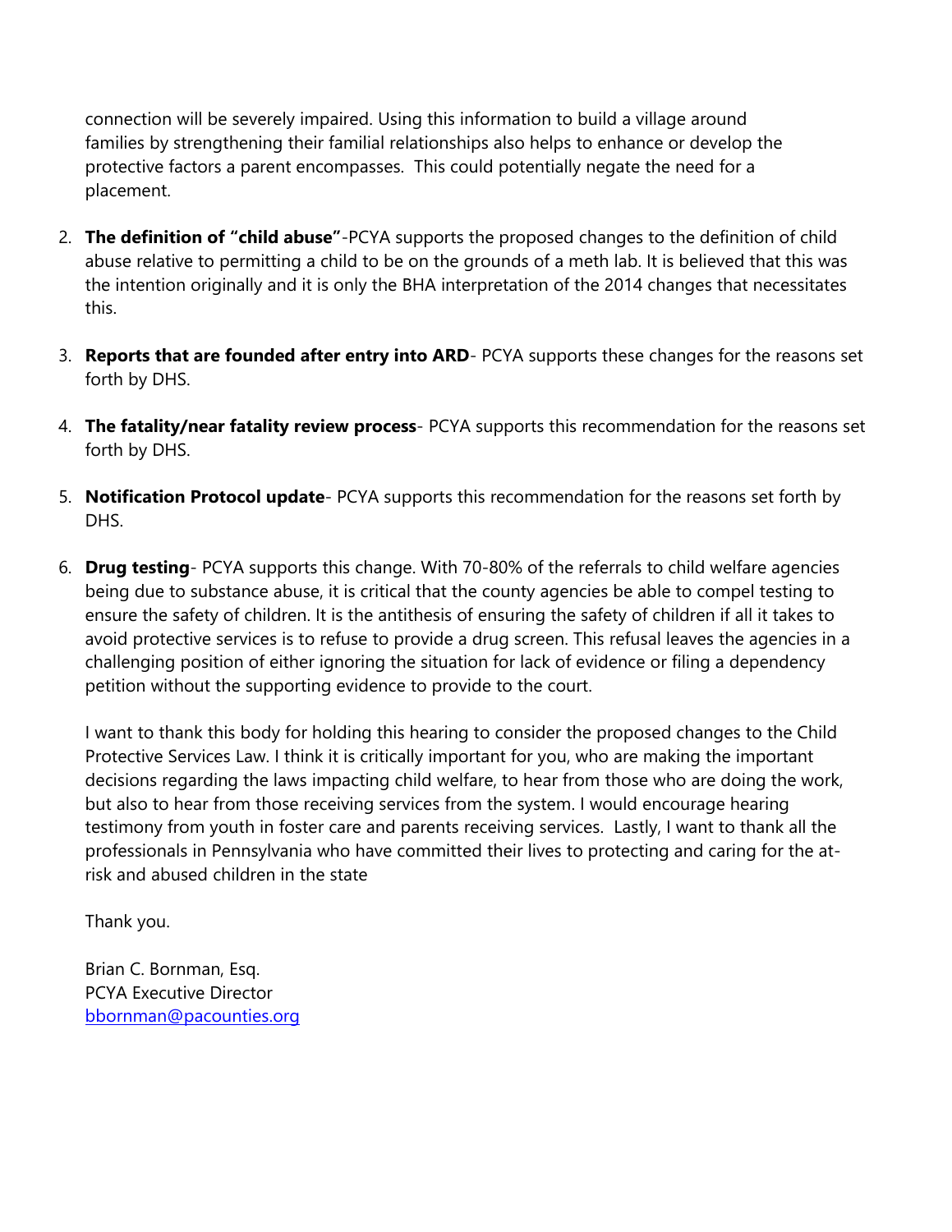connection will be severely impaired. Using this information to build a village around families by strengthening their familial relationships also helps to enhance or develop the protective factors a parent encompasses. This could potentially negate the need for a placement.

2. **The definition of "child abuse"**-PCYA supports the proposed changes to the definition of child abuse relative to permitting a child to be on the grounds of a meth lab. It is believed that this was the intention originally and it is only the BHA interpretation of the 2014 changes that necessitates this.

3. **Reports that are founded after entry into ARD**- PCYA supports these changes for the reasons set forth by DHS.

4. **The fatality/near fatality review process**- PCYA supports this recommendation for the reasons set forth by DHS.

5. **Notification Protocol update**- PCYA supports this recommendation for the reasons set forth by DHS.

6. **Drug testing**- PCYA supports this change. With 70-80% of the referrals to child welfare agencies being due to substance abuse, it is critical that the county agencies be able to compel testing to ensure the safety of children. It is the antithesis of ensuring the safety of children if all it takes to avoid protective services is to refuse to provide a drug screen. This refusal leaves the agencies in a challenging position of either ignoring the situation for lack of evidence or filing a dependency petition without the supporting evidence to provide to the court.

I want to thank this body for holding this hearing to consider the proposed changes to the Child Protective Services Law. I think it is critically important for you, who are making the important decisions regarding the laws impacting child welfare, to hear from those who are doing the work, but also to hear from those receiving services from the system. I would encourage hearing testimony from youth in foster care and parents receiving services. Lastly, I want to thank all the professionals in Pennsylvania who have committed their lives to protecting and caring for the at-risk and abused children in the state

Thank you.

Brian C. Bornman, Esq.
PCYA Executive Director
bbornman@pacounties.org